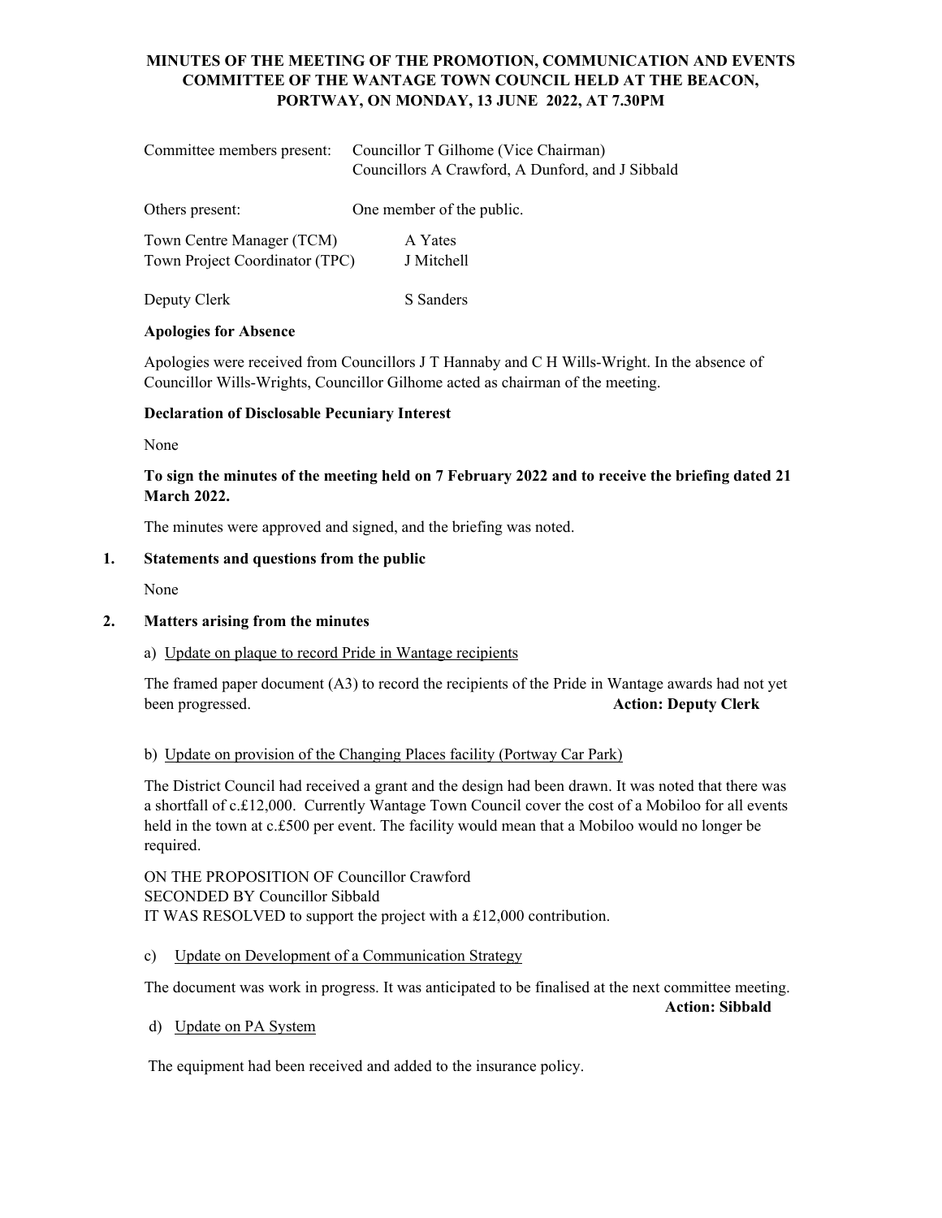# MINUTES OF THE MEETING OF THE PROMOTION, COMMUNICATION AND EVENTS COMMITTEE OF THE WANTAGE TOWN COUNCIL HELD AT THE BEACON, PORTWAY, ON MONDAY, 13 JUNE 2022, AT 7.30PM

Committee members present: Councillor T Gilhome (Vice Chairman)
Councillors A Crawford, A Dunford, and J Sibbald

Others present: One member of the public.

Town Centre Manager (TCM) A Yates
Town Project Coordinator (TPC) J Mitchell

Deputy Clerk S Sanders

**Apologies for Absence**

Apologies were received from Councillors J T Hannaby and C H Wills-Wright. In the absence of Councillor Wills-Wrights, Councillor Gilhome acted as chairman of the meeting.

**Declaration of Disclosable Pecuniary Interest**

None

**To sign the minutes of the meeting held on 7 February 2022 and to receive the briefing dated 21 March 2022.**

The minutes were approved and signed, and the briefing was noted.

**1. Statements and questions from the public**

None

**2. Matters arising from the minutes**

a) Update on plaque to record Pride in Wantage recipients

The framed paper document (A3) to record the recipients of the Pride in Wantage awards had not yet been progressed. **Action: Deputy Clerk**

b) Update on provision of the Changing Places facility (Portway Car Park)

The District Council had received a grant and the design had been drawn. It was noted that there was a shortfall of c.£12,000. Currently Wantage Town Council cover the cost of a Mobiloo for all events held in the town at c.£500 per event. The facility would mean that a Mobiloo would no longer be required.

ON THE PROPOSITION OF Councillor Crawford
SECONDED BY Councillor Sibbald
IT WAS RESOLVED to support the project with a £12,000 contribution.

c) Update on Development of a Communication Strategy

The document was work in progress. It was anticipated to be finalised at the next committee meeting. **Action: Sibbald**

d) Update on PA System

The equipment had been received and added to the insurance policy.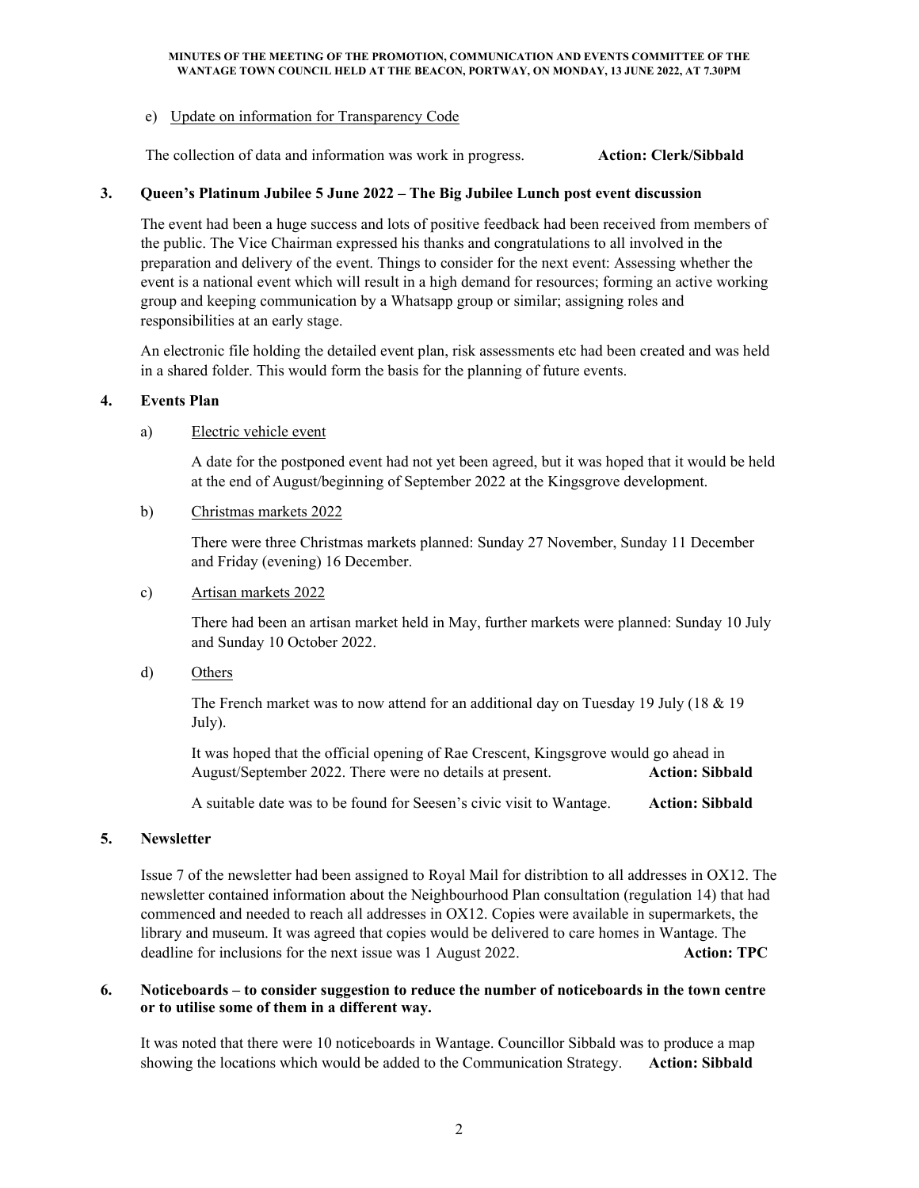e) Update on information for Transparency Code

The collection of data and information was work in progress. **Action: Clerk/Sibbald**

**3. Queen's Platinum Jubilee 5 June 2022 – The Big Jubilee Lunch post event discussion**

The event had been a huge success and lots of positive feedback had been received from members of the public. The Vice Chairman expressed his thanks and congratulations to all involved in the preparation and delivery of the event. Things to consider for the next event: Assessing whether the event is a national event which will result in a high demand for resources; forming an active working group and keeping communication by a Whatsapp group or similar; assigning roles and responsibilities at an early stage.

An electronic file holding the detailed event plan, risk assessments etc had been created and was held in a shared folder. This would form the basis for the planning of future events.

**4. Events Plan**

a) Electric vehicle event

A date for the postponed event had not yet been agreed, but it was hoped that it would be held at the end of August/beginning of September 2022 at the Kingsgrove development.

b) Christmas markets 2022

There were three Christmas markets planned: Sunday 27 November, Sunday 11 December and Friday (evening) 16 December.

c) Artisan markets 2022

There had been an artisan market held in May, further markets were planned: Sunday 10 July and Sunday 10 October 2022.

d) Others

The French market was to now attend for an additional day on Tuesday 19 July (18 & 19 July).

It was hoped that the official opening of Rae Crescent, Kingsgrove would go ahead in August/September 2022. There were no details at present. **Action: Sibbald**

A suitable date was to be found for Seesen's civic visit to Wantage. **Action: Sibbald**

**5. Newsletter**

Issue 7 of the newsletter had been assigned to Royal Mail for distribtion to all addresses in OX12. The newsletter contained information about the Neighbourhood Plan consultation (regulation 14) that had commenced and needed to reach all addresses in OX12. Copies were available in supermarkets, the library and museum. It was agreed that copies would be delivered to care homes in Wantage. The deadline for inclusions for the next issue was 1 August 2022. **Action: TPC**

**6. Noticeboards – to consider suggestion to reduce the number of noticeboards in the town centre or to utilise some of them in a different way.**

It was noted that there were 10 noticeboards in Wantage. Councillor Sibbald was to produce a map showing the locations which would be added to the Communication Strategy. **Action: Sibbald**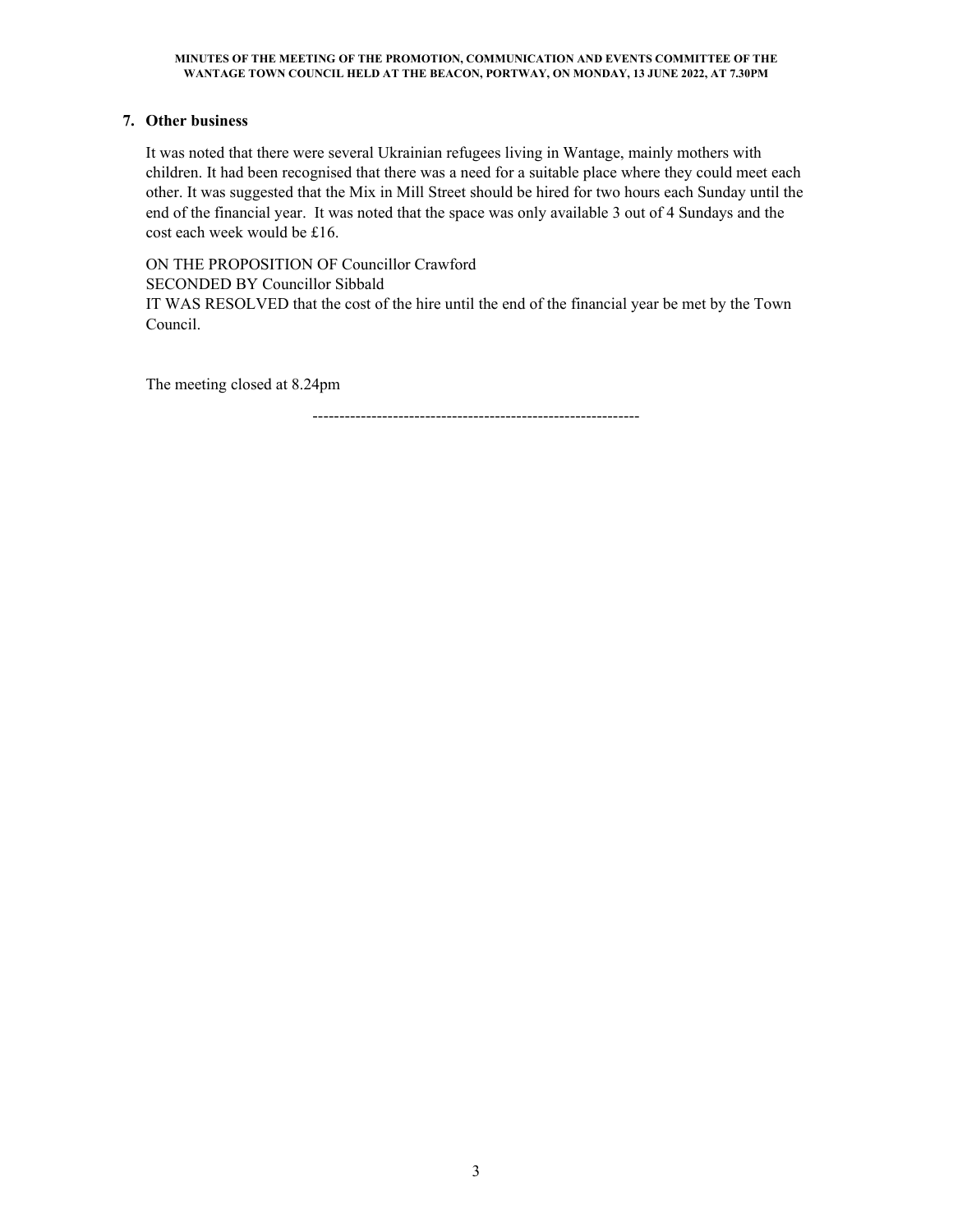## 7. Other business

It was noted that there were several Ukrainian refugees living in Wantage, mainly mothers with children. It had been recognised that there was a need for a suitable place where they could meet each other. It was suggested that the Mix in Mill Street should be hired for two hours each Sunday until the end of the financial year. It was noted that the space was only available 3 out of 4 Sundays and the cost each week would be £16.

ON THE PROPOSITION OF Councillor Crawford
SECONDED BY Councillor Sibbald
IT WAS RESOLVED that the cost of the hire until the end of the financial year be met by the Town Council.

The meeting closed at 8.24pm

---